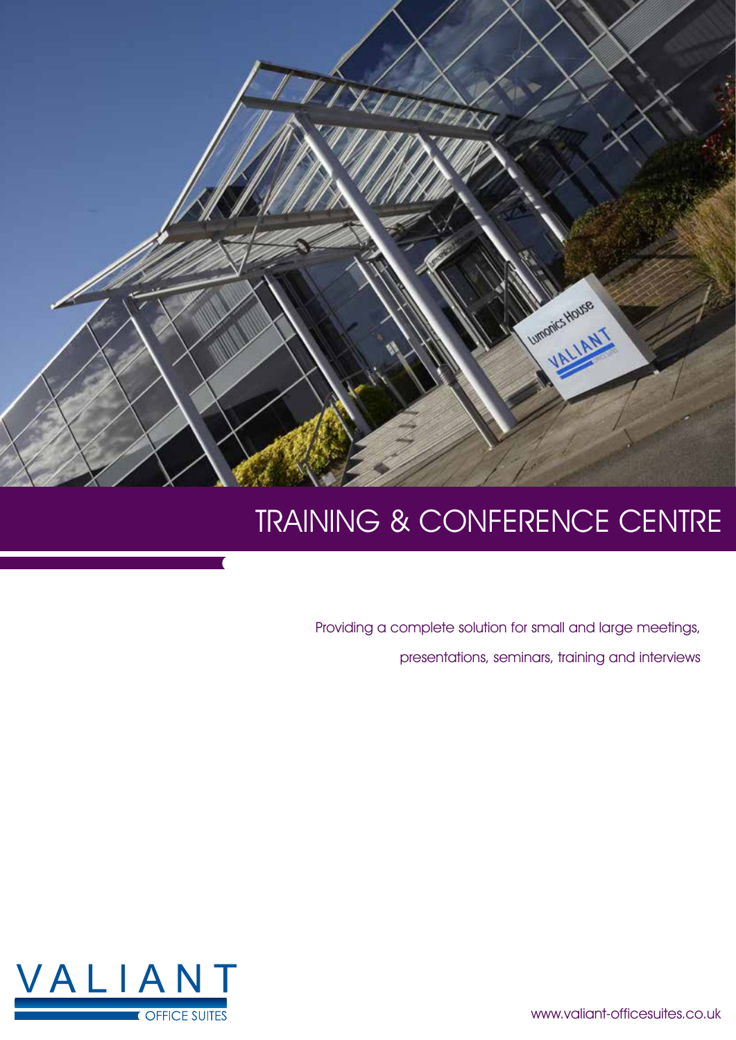# TRAINING & CONFERENCE CENTRE

Providing a complete solution for small and large meetings, presentations, seminars, training and interviews

VALIANT OFFICE SUITES

www.valiant-officesuites.co.uk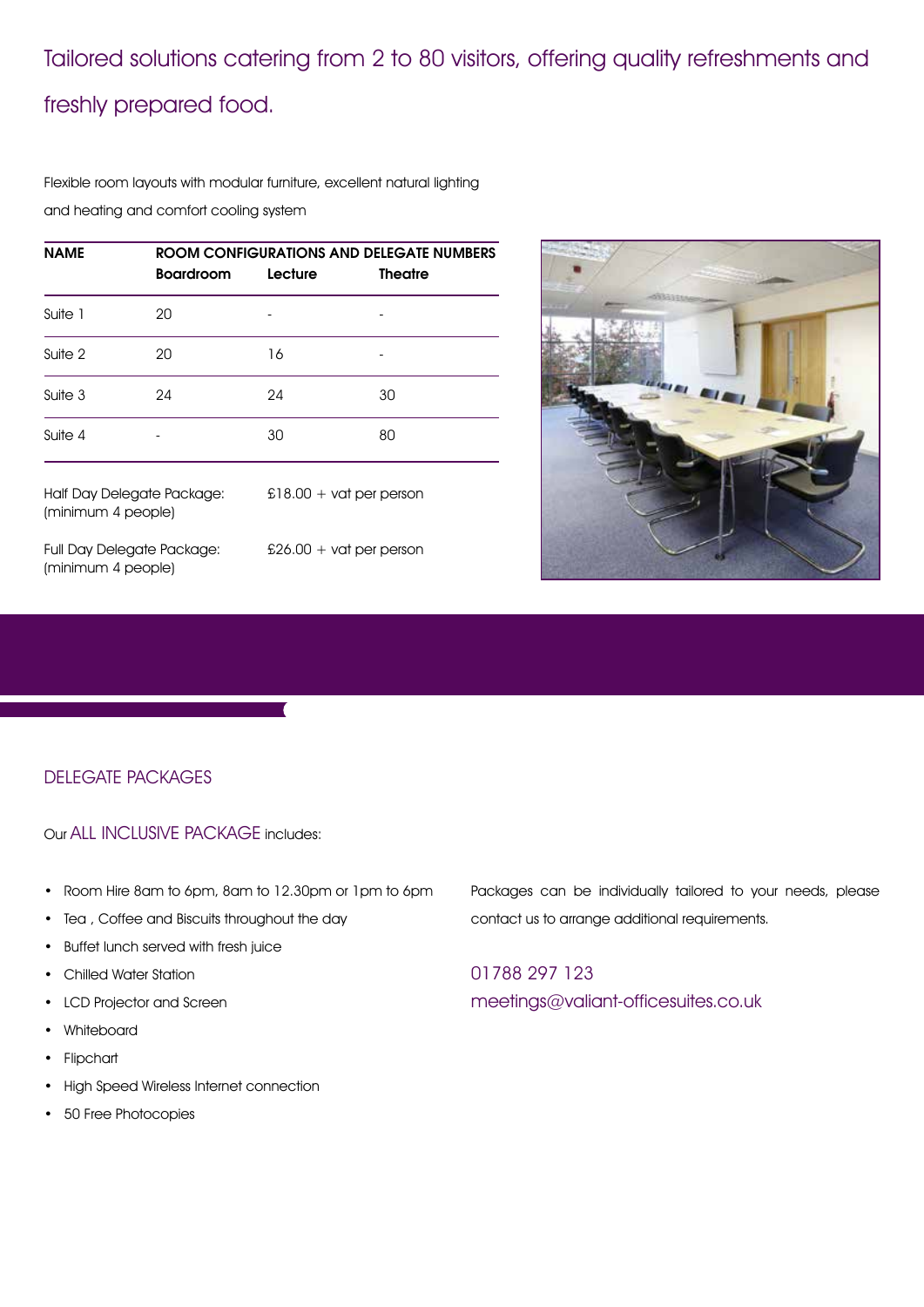## Tailored solutions catering from 2 to 80 visitors, offering quality refreshments and freshly prepared food.

Flexible room layouts with modular furniture, excellent natural lighting and heating and comfort cooling system

| NAME | ROOM CONFIGURATIONS AND DELEGATE NUMBERS | | |
|---|---|---|---|
| | Boardroom | Lecture | Theatre |
| Suite 1 | 20 | - | - |
| Suite 2 | 20 | 16 | - |
| Suite 3 | 24 | 24 | 30 |
| Suite 4 | - | 30 | 80 |

Half Day Delegate Package: (minimum 4 people) — £18.00 + vat per person

Full Day Delegate Package: (minimum 4 people) — £26.00 + vat per person

### DELEGATE PACKAGES

Our ALL INCLUSIVE PACKAGE includes:

- Room Hire 8am to 6pm, 8am to 12.30pm or 1pm to 6pm
- Tea , Coffee and Biscuits throughout the day
- Buffet lunch served with fresh juice
- Chilled Water Station
- LCD Projector and Screen
- Whiteboard
- Flipchart
- High Speed Wireless Internet connection
- 50 Free Photocopies

Packages can be individually tailored to your needs, please contact us to arrange additional requirements.

01788 297 123
meetings@valiant-officesuites.co.uk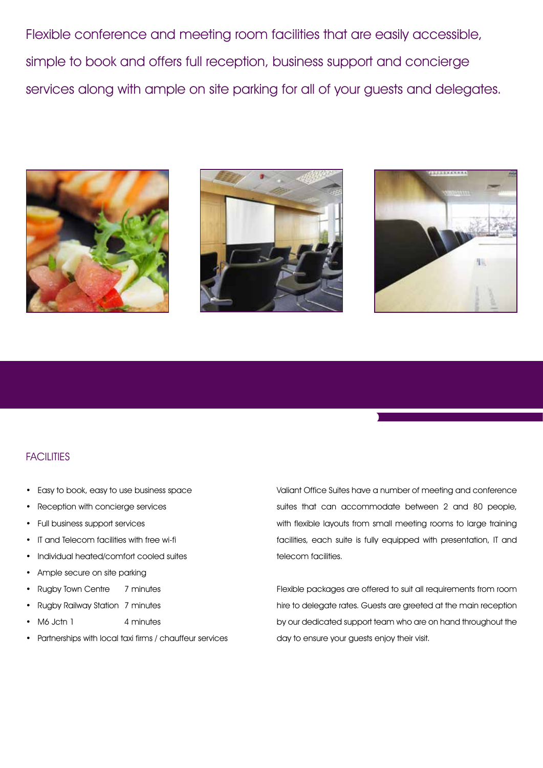Flexible conference and meeting room facilities that are easily accessible, simple to book and offers full reception, business support and concierge services along with ample on site parking for all of your guests and delegates.

## FACILITIES

- Easy to book, easy to use business space
- Reception with concierge services
- Full business support services
- IT and Telecom facilities with free wi-fi
- Individual heated/comfort cooled suites
- Ample secure on site parking
- Rugby Town Centre 7 minutes
- Rugby Railway Station 7 minutes
- M6 Jctn 1 4 minutes
- Partnerships with local taxi firms / chauffeur services

Valiant Office Suites have a number of meeting and conference suites that can accommodate between 2 and 80 people, with flexible layouts from small meeting rooms to large training facilities, each suite is fully equipped with presentation, IT and telecom facilities.

Flexible packages are offered to suit all requirements from room hire to delegate rates. Guests are greeted at the main reception by our dedicated support team who are on hand throughout the day to ensure your guests enjoy their visit.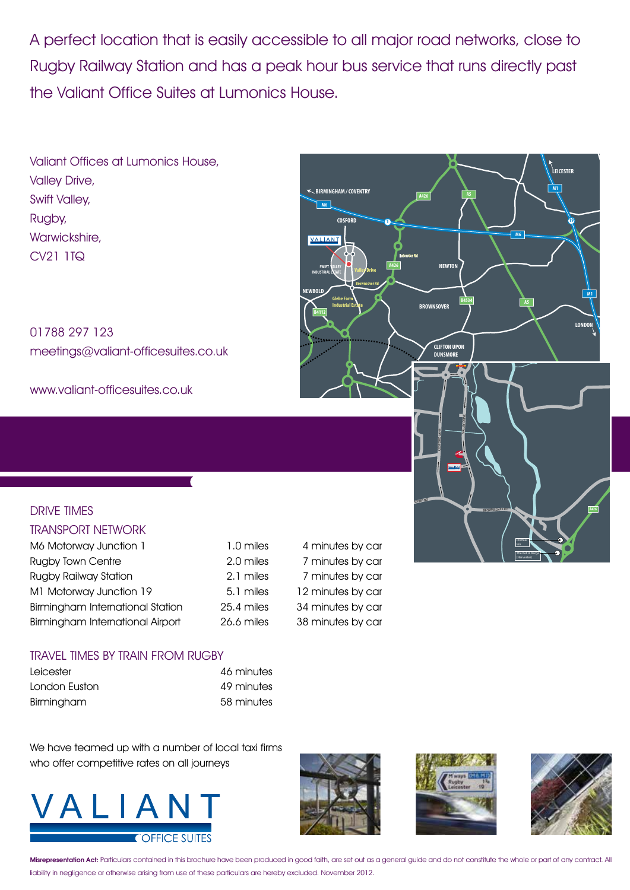A perfect location that is easily accessible to all major road networks, close to Rugby Railway Station and has a peak hour bus service that runs directly past the Valiant Office Suites at Lumonics House.

Valiant Offices at Lumonics House,
Valley Drive,
Swift Valley,
Rugby,
Warwickshire,
CV21 1TQ

01788 297 123
meetings@valiant-officesuites.co.uk

www.valiant-officesuites.co.uk

LEICESTER
M1
A5
A426
BIRMINGHAM / COVENTRY
M6
COSFORD
1
19
M6
VALIANT
Leicester Rd
SWIFT VALLEY INDUSTRIAL ESTATE
Valley Drive
A426
NEWTON
Brownsover Rd
NEWBOLD
Glebe Farm Industrial Estate
B4112
B4534
BROWNSOVER
A5
M1
LONDON
CLIFTON UPON DUNSMORE

A426

## DRIVE TIMES

## TRANSPORT NETWORK

| | | |
|---|---|---|
| M6 Motorway Junction 1 | 1.0 miles | 4 minutes by car |
| Rugby Town Centre | 2.0 miles | 7 minutes by car |
| Rugby Railway Station | 2.1 miles | 7 minutes by car |
| M1 Motorway Junction 19 | 5.1 miles | 12 minutes by car |
| Birmingham International Station | 25.4 miles | 34 minutes by car |
| Birmingham International Airport | 26.6 miles | 38 minutes by car |

## TRAVEL TIMES BY TRAIN FROM RUGBY

| | |
|---|---|
| Leicester | 46 minutes |
| London Euston | 49 minutes |
| Birmingham | 58 minutes |

We have teamed up with a number of local taxi firms who offer competitive rates on all journeys

VALIANT
OFFICE SUITES

**Misrepresentation Act:** Particulars contained in this brochure have been produced in good faith, are set out as a general guide and do not constitute the whole or part of any contract. All liability in negligence or otherwise arising from use of these particulars are hereby excluded. November 2012.